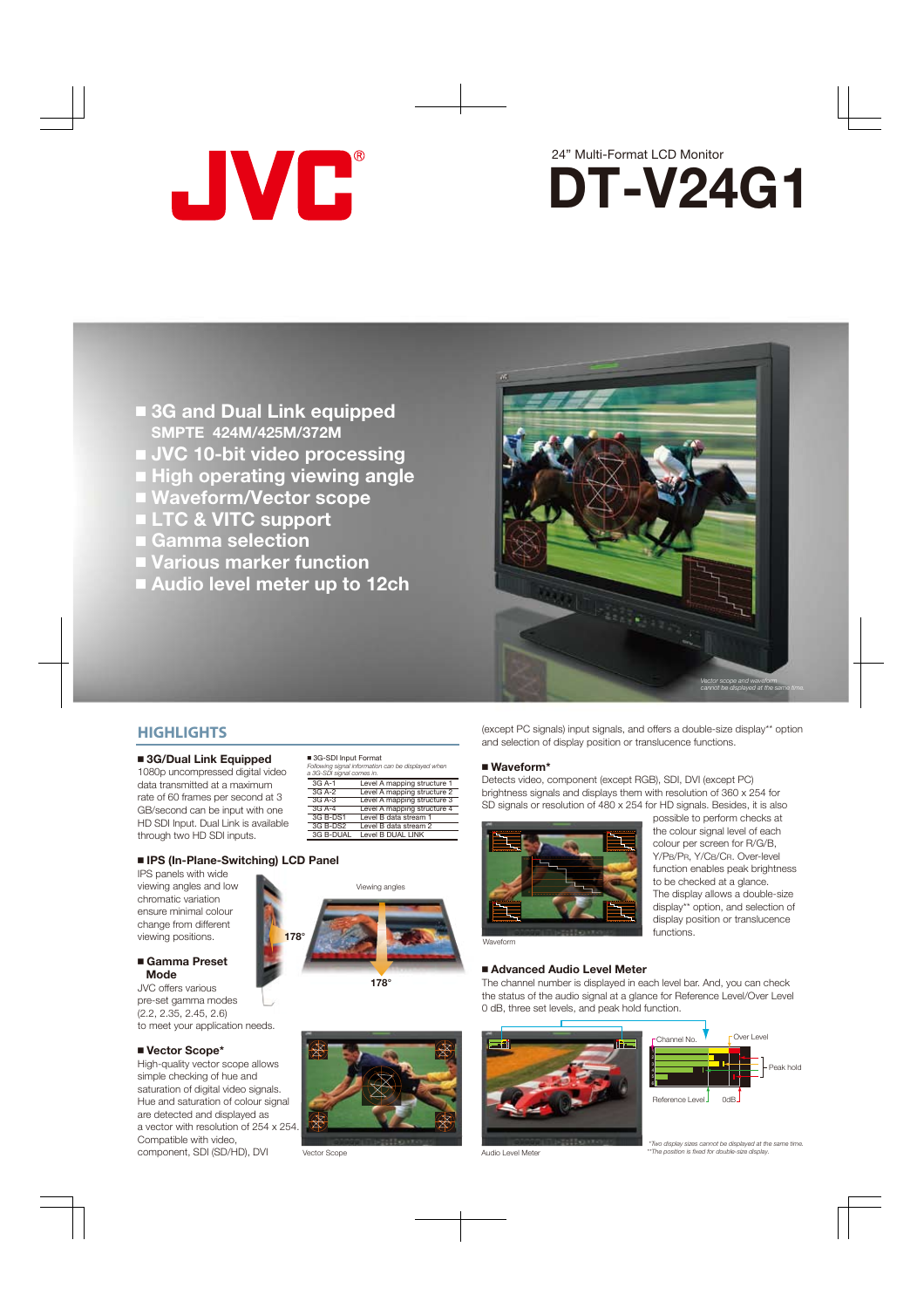# JVC®

24" Multi-Format LCD Monitor

# DT-V24G1

- **3G and Dual Link equipped**
  **SMPTE 424M/425M/372M**
- **JVC 10-bit video processing**
- **High operating viewing angle**
- **Waveform/Vector scope**
- **LTC & VITC support**
- **Gamma selection**
- **Various marker function**
- **Audio level meter up to 12ch**

*Vector scope and waveform cannot be displayed at the same time.*

## HIGHLIGHTS

### ■ 3G/Dual Link Equipped

1080p uncompressed digital video data transmitted at a maximum rate of 60 frames per second at 3 GB/second can be input with one HD SDI Input. Dual Link is available through two HD SDI inputs.

■ 3G-SDI Input Format

*Following signal information can be displayed when a 3G-SDI signal comes in.*

| | |
|---|---|
| 3G A-1 | Level A mapping structure 1 |
| 3G A-2 | Level A mapping structure 2 |
| 3G A-3 | Level A mapping structure 3 |
| 3G A-4 | Level A mapping structure 4 |
| 3G B-DS1 | Level B data stream 1 |
| 3G B-DS2 | Level B data stream 2 |
| 3G B-DUAL | Level B DUAL LINK |

### ■ IPS (In-Plane-Switching) LCD Panel

IPS panels with wide viewing angles and low chromatic variation ensure minimal colour change from different viewing positions.

Viewing angles

178°

178°

### ■ Gamma Preset Mode

JVC offers various pre-set gamma modes (2.2, 2.35, 2.45, 2.6) to meet your application needs.

### ■ Vector Scope*

High-quality vector scope allows simple checking of hue and saturation of digital video signals. Hue and saturation of colour signal are detected and displayed as a vector with resolution of 254 x 254. Compatible with video, component, SDI (SD/HD), DVI (except PC signals) input signals, and offers a double-size display** option and selection of display position or translucence functions.

Vector Scope

### ■ Waveform*

Detects video, component (except RGB), SDI, DVI (except PC) brightness signals and displays them with resolution of 360 x 254 for HD signals or resolution of 480 x 254 for SD signals. Besides, it is also possible to perform checks at the colour signal level of each colour per screen for R/G/B, Y/PB/PR, Y/CB/CR. Over-level function enables peak brightness to be checked at a glance. The display allows a double-size display** option, and selection of display position or translucence functions.

Waveform

### ■ Advanced Audio Level Meter

The channel number is displayed in each level bar. And, you can check the status of the audio signal at a glance for Reference Level/Over Level 0 dB, three set levels, and peak hold function.

Audio Level Meter

Channel No. / Over Level / Peak hold / Reference Level / 0dB

*Two display sizes cannot be displayed at the same time.
**The position is fixed for double-size display.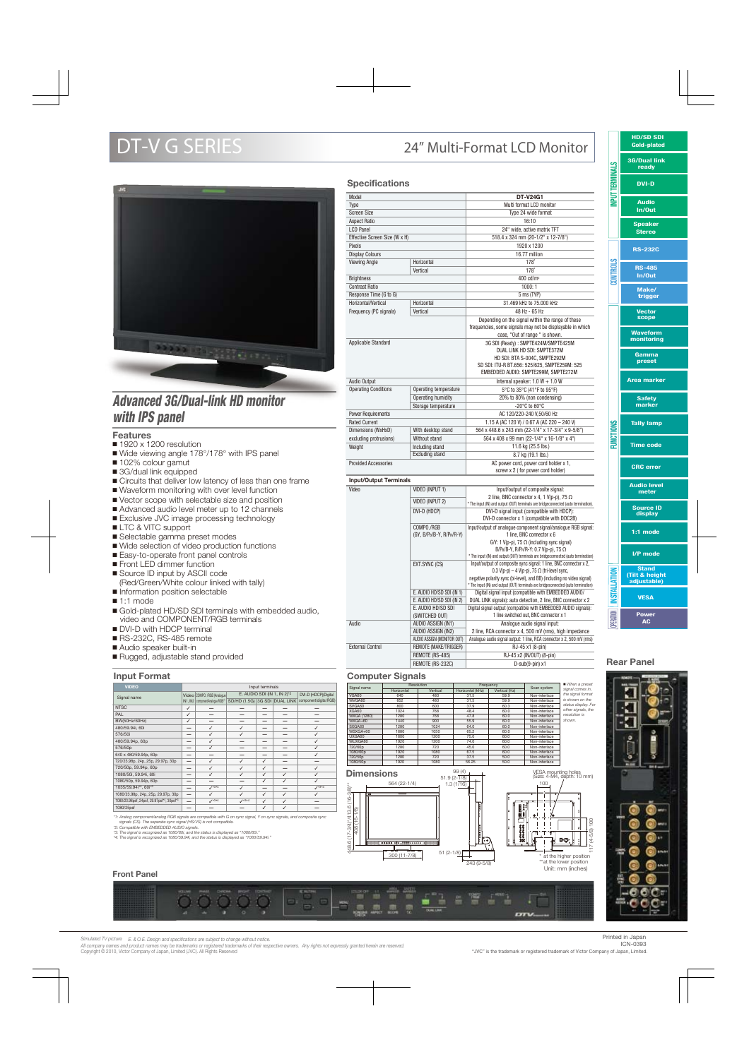# DT-V G SERIES

## 24" Multi-Format LCD Monitor

## Advanced 3G/Dual-link HD monitor with IPS panel

### Features

- 1920 x 1200 resolution
- Wide viewing angle 178°/178° with IPS panel
- 102% colour gamut
- 3G/dual link equipped
- Circuits that deliver low latency of less than one frame
- Waveform monitoring with over level function
- Vector scope with selectable size and position
- Advanced audio level meter up to 12 channels
- Exclusive JVC image processing technology
- LTC & VITC support
- Selectable gamma preset modes
- Wide selection of video production functions
- Easy-to-operate front panel controls
- Front LED dimmer function
- Source ID input by ASCII code (Red/Green/White colour linked with tally)
- Information position selectable
- 1:1 mode
- Gold-plated HD/SD SDI terminals with embedded audio, video and COMPONENT/RGB terminals
- DVI-D with HDCP terminal
- RS-232C, RS-485 remote
- Audio speaker built-in
- Rugged, adjustable stand provided

### Input Format

| VIDEO Signal name | Video IN1, IN2 | COMPO./RGB (Analogue component/Analogue RGB)*1 | E. AUDIO SDI (IN 1, IN 2)*2 SD/HD (1.5G) | 3G SDI | DUAL LINK | DVI-D (HDCP)(Digital component/Digital RGB) |
|---|---|---|---|---|---|---|
| NTSC | ✓ | — | — | — | — | — |
| PAL | ✓ | — | — | — | — | — |
| B/W(50Hz/60Hz) | ✓ | — | — | — | — | — |
| 480i/59.94i, 60i | — | ✓ | ✓ | — | — | ✓ |
| 576i/50i | — | ✓ | ✓ | — | — | ✓ |
| 480/59.94p, 60p | — | ✓ | — | — | — | ✓ |
| 576/50p | — | ✓ | — | — | — | ✓ |
| 640 x 480/59.94p, 60p | — | — | — | — | — | ✓ |
| 720/23.98p, 24p, 25p, 29.97p, 30p | — | ✓ | ✓ | ✓ | — | — |
| 720/50p, 59.94p, 60p | — | ✓ | ✓ | ✓ | — | ✓ |
| 1080/50i, 59.94i, 60i | — | ✓ | ✓ | ✓ | ✓ | ✓ |
| 1080/50p, 59.94p, 60p | — | — | — | ✓ | ✓ | ✓ |
| 1035/59.94i*3, 60i*3 | — | ✓*3*4 | ✓ | — | — | ✓*3*4 |
| 1080/23.98p, 24p, 25p, 29.97p, 30p | — | ✓ | ✓ | ✓ | ✓ | ✓ |
| 1080/23.98psf, 24psf, 29.97psf*4, 30psf*3 | — | ✓*3*4 | ✓*3*4 | ✓ | ✓ | — |
| 1080/25psf | — | — | — | ✓ | ✓ | — |

*1: Analog component/analog RGB signals are compatible with G on sync signal, Y on sync signal, and composite sync signals (CS). The separate sync signal (HS/VS) is not compatible.
*2: Compatible with EMBEDDED AUDIO signals.
*3: The signal is recognized as 1080/60i, and the status is displayed as "1080/60i."
*4: The signal is recognized as 1080/59.94i, and the status is displayed as "1080/59.94i."

### Specifications

| | | |
|---|---|---|
| Model | | DT-V24G1 |
| Type | | Multi format LCD monitor |
| Screen Size | | Type 24 wide format |
| Aspect Ratio | | 16:10 |
| LCD Panel | | 24" wide, active matrix TFT |
| Effective Screen Size (W x H) | | 518.4 x 324 mm (20-1/2" x 12-7/8") |
| Pixels | | 1920 x 1200 |
| Display Colours | | 16.77 million |
| Viewing Angle | Horizontal | 178° |
| | Vertical | 178° |
| Brightness | | 400 cd/m² |
| Contrast Ratio | | 1000: 1 |
| Response Time (G to G) | | 5 ms (TYP) |
| Horizontal/Vertical Frequency (PC signals) | Horizontal | 31.469 kHz to 75.000 kHz |
| | Vertical | 48 Hz - 65 Hz |
| | | Depending on the signal within the range of these frequencies, some signals may not be displayable in which case, "Out of range" is shown. |
| Applicable Standard | | 3G SDI (Ready) : SMPTE424M/SMPTE425M<br>DUAL LINK HD SDI: SMPTE372M<br>HD SDI: BTA S-004C, SMPTE292M<br>SD SDI: ITU-R BT.656: 525/625, SMPTE259M: 525<br>EMBEDDED AUDIO: SMPTE299M, SMPTE272M |
| Audio Output | | Internal speaker: 1.0 W + 1.0 W |
| Operating Conditions | Operating temperature | 5°C to 35°C (41°F to 95°F) |
| | Operating humidity | 20% to 80% (non condensing) |
| | Storage temperature | -20°C to 60°C |
| Power Requirements | | AC 120/220-240 V, 50/60 Hz |
| Rated Current | | 1.15 A (AC 120 V) / 0.67 A (AC 220 – 240 V) |
| Dimensions (WxHxD) excluding protrusions) | With desktop stand | 564 x 448.6 x 243 mm (22-1/4" x 17-3/4" x 9-5/8") |
| | Without stand | 564 x 408 x 99 mm (22-1/4" x 16-1/8" x 4") |
| Weight | Including stand | 11.6 kg (25.5 lbs.) |
| | Excluding stand | 8.7 kg (19.1 lbs.) |
| Provided Accessories | | AC power cord, power cord holder x 1, screw x 2 ( for power cord holder) |

### Input/Output Terminals

| | | |
|---|---|---|
| Video | VIDEO (INPUT 1) | Input/output of composite signal: 2 line, BNC connector x 4, 1 V(p-p), 75 Ω |
| | VIDEO (INPUT 2) | * The input (IN) and output (OUT) terminals are bridgeconnected (auto termination). |
| | DVI-D (HDCP) | DVI-D signal input (compatible with HDCP): DVI-D connector x 1 (compatible with DDC2B) |
| | COMPO./RGB (GY, B/Pb/B-Y, R/Pr/R-Y) | Input/output of analogue component signal/analogue RGB signal: 1 line, BNC connector x 6<br>G/Y: 1 V(p-p), 75 Ω (including sync signal)<br>B/Pb/B-Y, R/Pr/R-Y: 0.7 V(p-p), 75 Ω<br>* The input (IN) and output (OUT) terminals are bridgeconnected (auto termination) |
| | EXT.SYNC (CS) | Input/output of composite sync signal: 1 line, BNC connector x 2, 0.3 V(p-p) – 4 V(p-p), 75 Ω (tri-level sync, negative polarity sync (bi-level), and BB) (including no video signal)<br>* The input (IN) and output (OUT) terminals are bridgeconnected (auto termination) |
| | E. AUDIO HD/SD SDI (IN 1) | Digital signal input (compatible with EMBEDDED AUDIO/ |
| | E. AUDIO HD/SD SDI (IN 2) | DUAL LINK signals): auto detection, 2 line, BNC connector x 2 |
| | E. AUDIO HD/SD SDI (SWITCHED OUT) | Digital signal output (compatible with EMBEDDED AUDIO signals): 1 line switched out, BNC connector x 1 |
| Audio | AUDIO ASSIGN (IN1) | Analogue audio signal input: |
| | AUDIO ASSIGN (IN2) | 2 line, RCA connector x 4, 500 mV (rms), high impedance |
| | AUDIO ASSIGN (MONITOR OUT) | Analogue audio signal output: 1 line, RCA connector x 2, 500 mV (rms) |
| External Control | REMOTE (MAKE/TRIGGER) | RJ-45 x1 (8-pin) |
| | REMOTE (RS-485) | RJ-45 x2 (IN/OUT) (8-pin) |
| | REMOTE (RS-232C) | D-sub(9-pin) x1 |

### Computer Signals

| Signal name | Resolution Horizontal | Resolution Vertical | Frequency Horizontal (kHz) | Frequency Vertical (Hz) | Scan system |
|---|---|---|---|---|---|
| VGA60 | 640 | 480 | 31.5 | 59.9 | Non-interlace |
| WVGA60 | 852 | 480 | 31.5 | 59.9 | Non-interlace |
| SVGA60 | 800 | 600 | 37.9 | 60.3 | Non-interlace |
| XGA60 | 1024 | 768 | 48.4 | 60.0 | Non-interlace |
| WXGA (1280) | 1280 | 768 | 47.8 | 60.0 | Non-interlace |
| WXGA+60 | 1440 | 900 | 55.9 | 60.0 | Non-interlace |
| SXGA60 | 1280 | 1024 | 64.0 | 60.0 | Non-interlace |
| WSXGA+60 | 1680 | 1050 | 65.3 | 60.0 | Non-interlace |
| UXGA60 | 1600 | 1200 | 75.0 | 60.0 | Non-interlace |
| WUXGA60 | 1920 | 1200 | 74.0 | 60.0 | Non-interlace |
| 720/60p | 1280 | 720 | 45.0 | 60.0 | Non-interlace |
| 1080/60p | 1920 | 1080 | 67.5 | 60.0 | Non-interlace |
| 720/50p | 1280 | 720 | 37.5 | 50.0 | Non-interlace |
| 1080/50p | 1920 | 1080 | 56.25 | 50.0 | Non-interlace |

● When a preset signal comes in, the signal format is shown on the status display. For other signals, the resolution is shown.

### Dimensions

564 (22-1/4)
99 (4)
51.9 (2-1/8)*
1.3 (1/16)*
448.6 (17-3/4)*/413.6 (16-3/8)**
408 (16-1/8)
300 (11-7/8)
51 (2-1/8)
243 (9-5/8)
VESA mounting holes (Size: 4-M4, depth: 10 mm)
100
100
117.4 (4-5/8)
\* at the higher position
\*\* at the lower position
Unit: mm (inches)

### Front Panel

### Rear Panel

INPUT TERMINALS
- HD/SD SDI Gold-plated
- 3G/Dual link ready
- DVI-D
- Audio In/Out
- Speaker Stereo

CONTROLS
- RS-232C
- RS-485 In/Out
- Make/trigger

FUNCTIONS
- Vector scope
- Waveform monitoring
- Gamma preset
- Area marker
- Safety marker
- Tally lamp
- Time code
- CRC error
- Audio level meter
- Source ID display
- 1:1 mode
- I/P mode

INSTALLATION
- Stand (Tilt & height adjustable)
- VESA

OPERATION
- Power AC

Simulated TV picture E. & O.E. Design and specifications are subject to change without notice.
All company names and product names may be trademarks or registered trademarks of their respective owners. Any rights not expressly granted herein are reserved.
Copyright © 2010, Victor Company of Japan, Limited (JVC). All Rights Reserved

Printed in Japan
ICN-0393
"JVC" is the trademark or registered trademark of Victor Company of Japan, Limited.